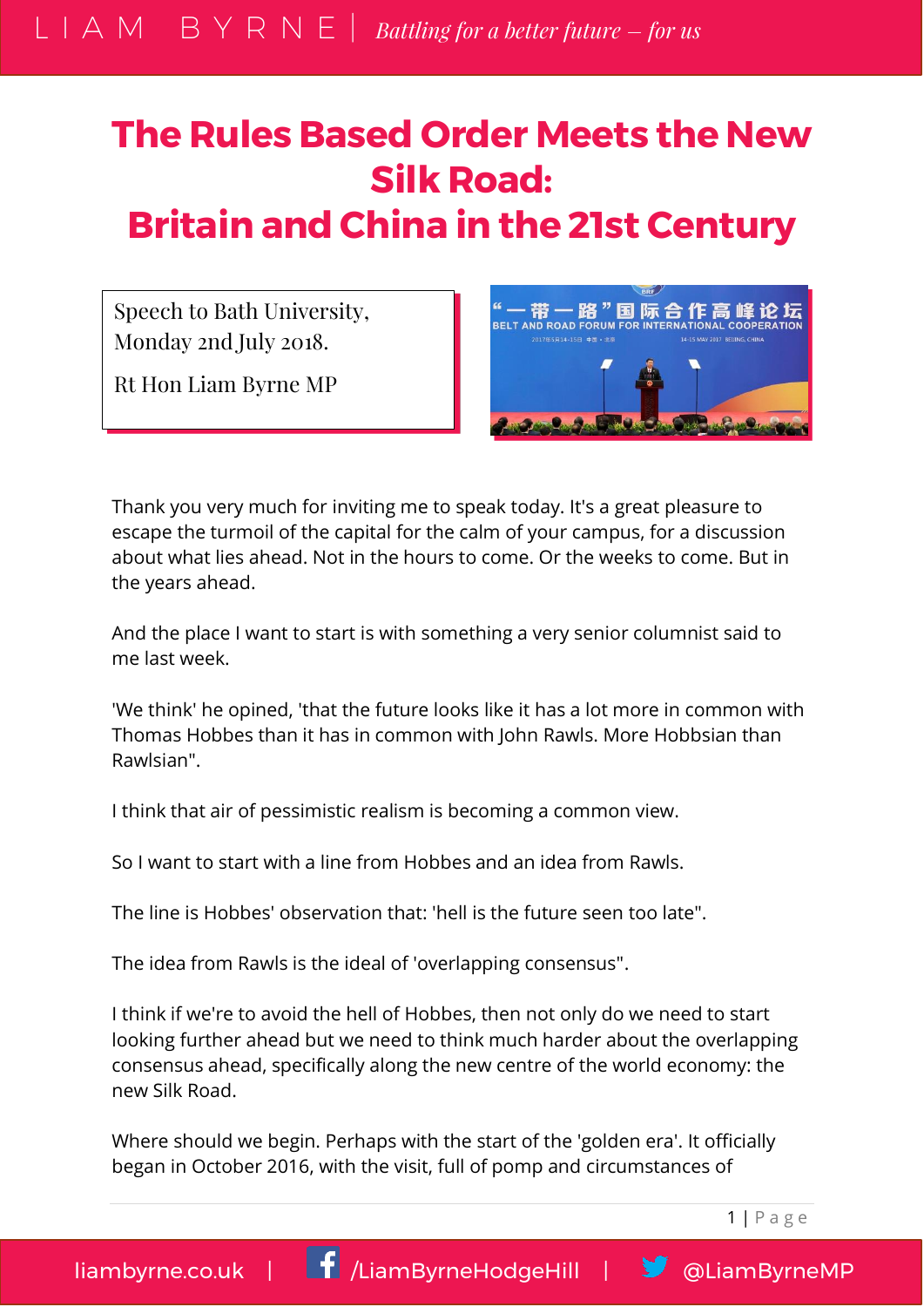# The Rules Based Order Meets the New Silk Road: Britain and China in the 21st Century

Speech to Bath University, Monday 2nd July 2018.

Rt Hon Liam Byrne MP

Thank you very much for inviting me to speak today. It's a great pleasure to escape the turmoil of the capital for the calm of your campus, for a discussion about what lies ahead. Not in the hours to come. Or the weeks to come. But in the years ahead.

And the place I want to start is with something a very senior columnist said to me last week.

'We think' he opined, 'that the future looks like it has a lot more in common with Thomas Hobbes than it has in common with John Rawls. More Hobbsian than Rawlsian".

I think that air of pessimistic realism is becoming a common view.

So I want to start with a line from Hobbes and an idea from Rawls.

The line is Hobbes' observation that: 'hell is the future seen too late".

The idea from Rawls is the ideal of 'overlapping consensus".

I think if we're to avoid the hell of Hobbes, then not only do we need to start looking further ahead but we need to think much harder about the overlapping consensus ahead, specifically along the new centre of the world economy: the new Silk Road.

Where should we begin. Perhaps with the start of the 'golden era'. It officially began in October 2016, with the visit, full of pomp and circumstances of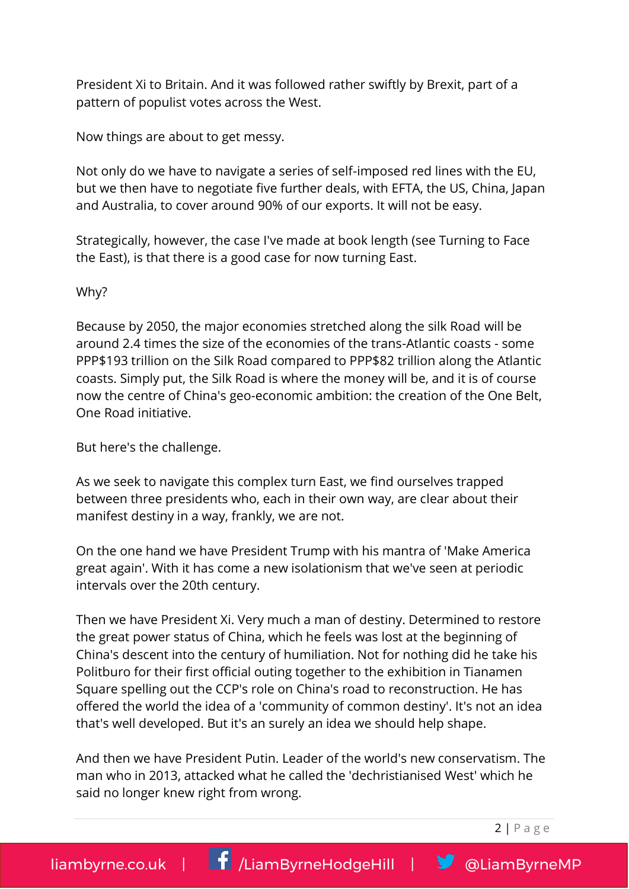President Xi to Britain. And it was followed rather swiftly by Brexit, part of a pattern of populist votes across the West.

Now things are about to get messy.

Not only do we have to navigate a series of self-imposed red lines with the EU, but we then have to negotiate five further deals, with EFTA, the US, China, Japan and Australia, to cover around 90% of our exports. It will not be easy.

Strategically, however, the case I've made at book length (see Turning to Face the East), is that there is a good case for now turning East.

Why?

Because by 2050, the major economies stretched along the silk Road will be around 2.4 times the size of the economies of the trans-Atlantic coasts - some PPP$193 trillion on the Silk Road compared to PPP$82 trillion along the Atlantic coasts. Simply put, the Silk Road is where the money will be, and it is of course now the centre of China's geo-economic ambition: the creation of the One Belt, One Road initiative.

But here's the challenge.

As we seek to navigate this complex turn East, we find ourselves trapped between three presidents who, each in their own way, are clear about their manifest destiny in a way, frankly, we are not.

On the one hand we have President Trump with his mantra of 'Make America great again'. With it has come a new isolationism that we've seen at periodic intervals over the 20th century.

Then we have President Xi. Very much a man of destiny. Determined to restore the great power status of China, which he feels was lost at the beginning of China's descent into the century of humiliation. Not for nothing did he take his Politburo for their first official outing together to the exhibition in Tianamen Square spelling out the CCP's role on China's road to reconstruction. He has offered the world the idea of a 'community of common destiny'. It's not an idea that's well developed. But it's an surely an idea we should help shape.

And then we have President Putin. Leader of the world's new conservatism. The man who in 2013, attacked what he called the 'dechristianised West' which he said no longer knew right from wrong.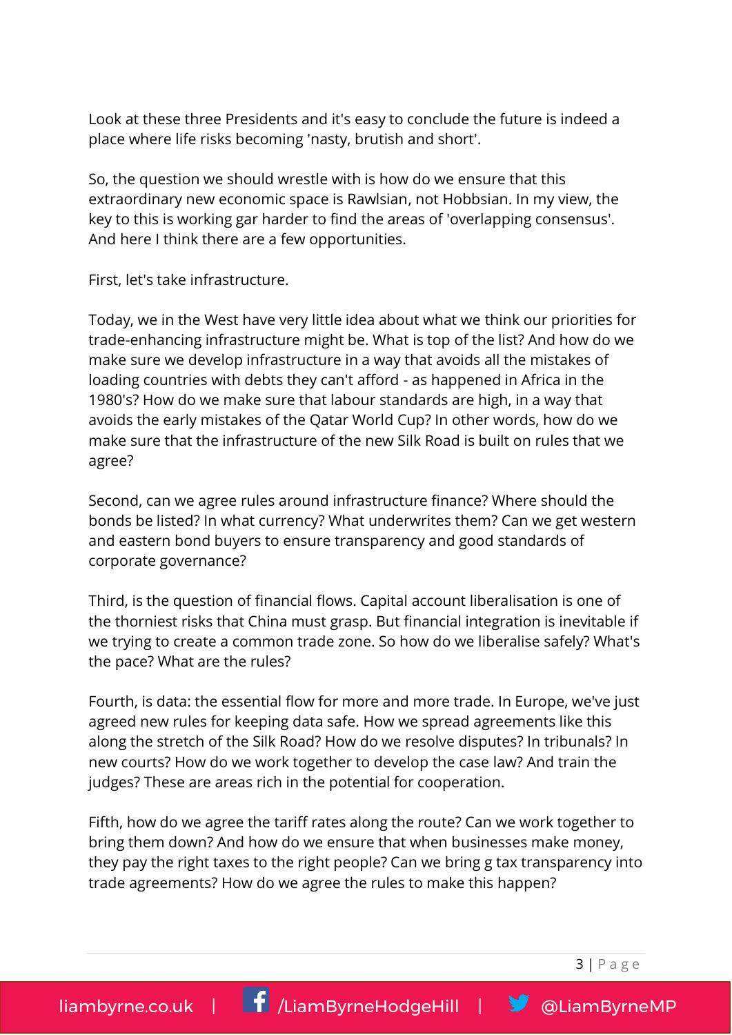Look at these three Presidents and it's easy to conclude the future is indeed a place where life risks becoming 'nasty, brutish and short'.

So, the question we should wrestle with is how do we ensure that this extraordinary new economic space is Rawlsian, not Hobbsian. In my view, the key to this is working gar harder to find the areas of 'overlapping consensus'. And here I think there are a few opportunities.

First, let's take infrastructure.

Today, we in the West have very little idea about what we think our priorities for trade-enhancing infrastructure might be. What is top of the list? And how do we make sure we develop infrastructure in a way that avoids all the mistakes of loading countries with debts they can't afford - as happened in Africa in the 1980's? How do we make sure that labour standards are high, in a way that avoids the early mistakes of the Qatar World Cup? In other words, how do we make sure that the infrastructure of the new Silk Road is built on rules that we agree?

Second, can we agree rules around infrastructure finance? Where should the bonds be listed? In what currency? What underwrites them? Can we get western and eastern bond buyers to ensure transparency and good standards of corporate governance?

Third, is the question of financial flows. Capital account liberalisation is one of the thorniest risks that China must grasp. But financial integration is inevitable if we trying to create a common trade zone. So how do we liberalise safely? What's the pace? What are the rules?

Fourth, is data: the essential flow for more and more trade. In Europe, we've just agreed new rules for keeping data safe. How we spread agreements like this along the stretch of the Silk Road? How do we resolve disputes? In tribunals? In new courts? How do we work together to develop the case law? And train the judges? These are areas rich in the potential for cooperation.

Fifth, how do we agree the tariff rates along the route? Can we work together to bring them down? And how do we ensure that when businesses make money, they pay the right taxes to the right people? Can we bring g tax transparency into trade agreements? How do we agree the rules to make this happen?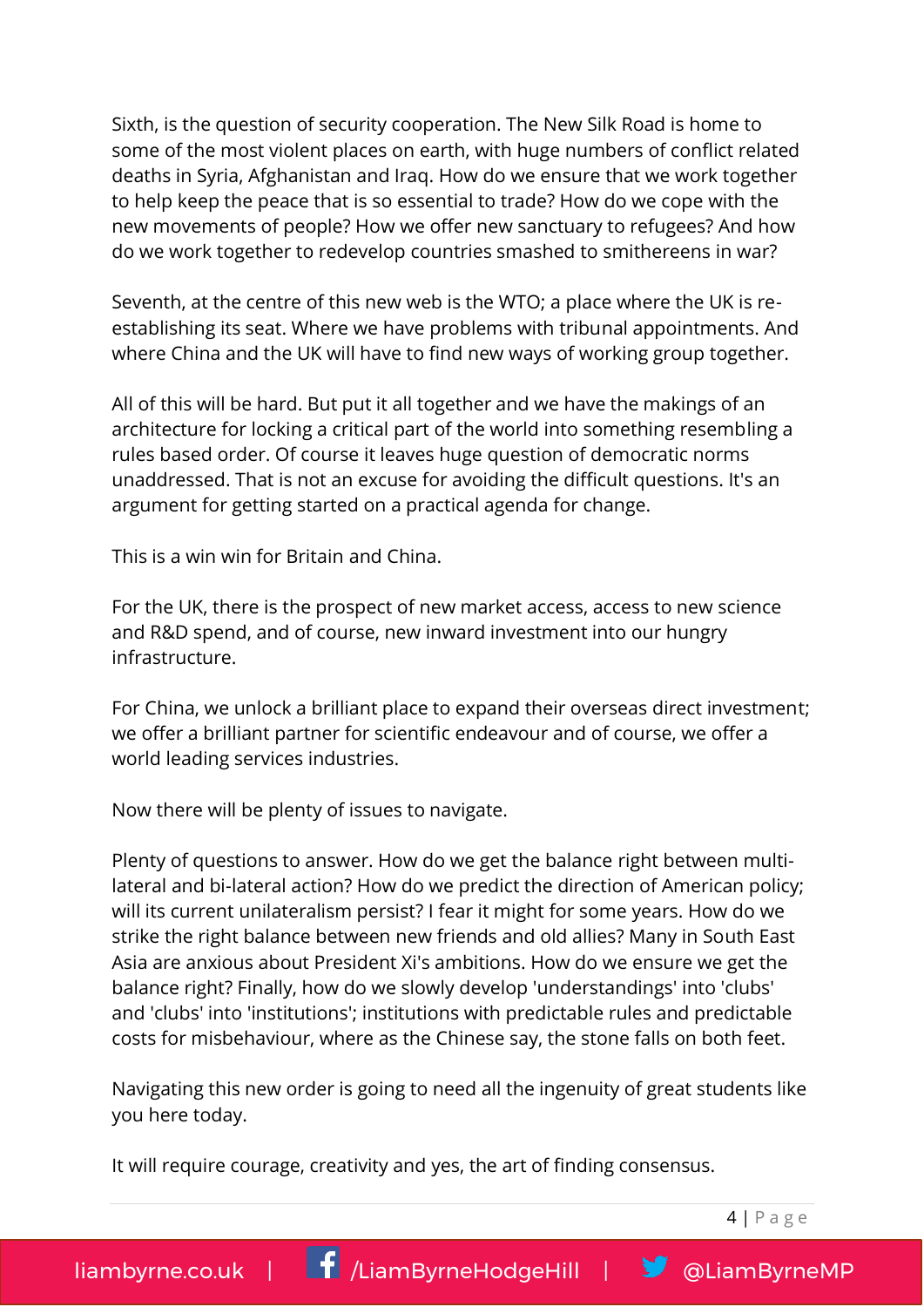Sixth, is the question of security cooperation. The New Silk Road is home to some of the most violent places on earth, with huge numbers of conflict related deaths in Syria, Afghanistan and Iraq. How do we ensure that we work together to help keep the peace that is so essential to trade? How do we cope with the new movements of people? How we offer new sanctuary to refugees? And how do we work together to redevelop countries smashed to smithereens in war?

Seventh, at the centre of this new web is the WTO; a place where the UK is re-establishing its seat. Where we have problems with tribunal appointments. And where China and the UK will have to find new ways of working group together.

All of this will be hard. But put it all together and we have the makings of an architecture for locking a critical part of the world into something resembling a rules based order. Of course it leaves huge question of democratic norms unaddressed. That is not an excuse for avoiding the difficult questions. It's an argument for getting started on a practical agenda for change.

This is a win win for Britain and China.

For the UK, there is the prospect of new market access, access to new science and R&D spend, and of course, new inward investment into our hungry infrastructure.

For China, we unlock a brilliant place to expand their overseas direct investment; we offer a brilliant partner for scientific endeavour and of course, we offer a world leading services industries.

Now there will be plenty of issues to navigate.

Plenty of questions to answer. How do we get the balance right between multi-lateral and bi-lateral action? How do we predict the direction of American policy; will its current unilateralism persist? I fear it might for some years. How do we strike the right balance between new friends and old allies? Many in South East Asia are anxious about President Xi's ambitions. How do we ensure we get the balance right? Finally, how do we slowly develop 'understandings' into 'clubs' and 'clubs' into 'institutions'; institutions with predictable rules and predictable costs for misbehaviour, where as the Chinese say, the stone falls on both feet.

Navigating this new order is going to need all the ingenuity of great students like you here today.

It will require courage, creativity and yes, the art of finding consensus.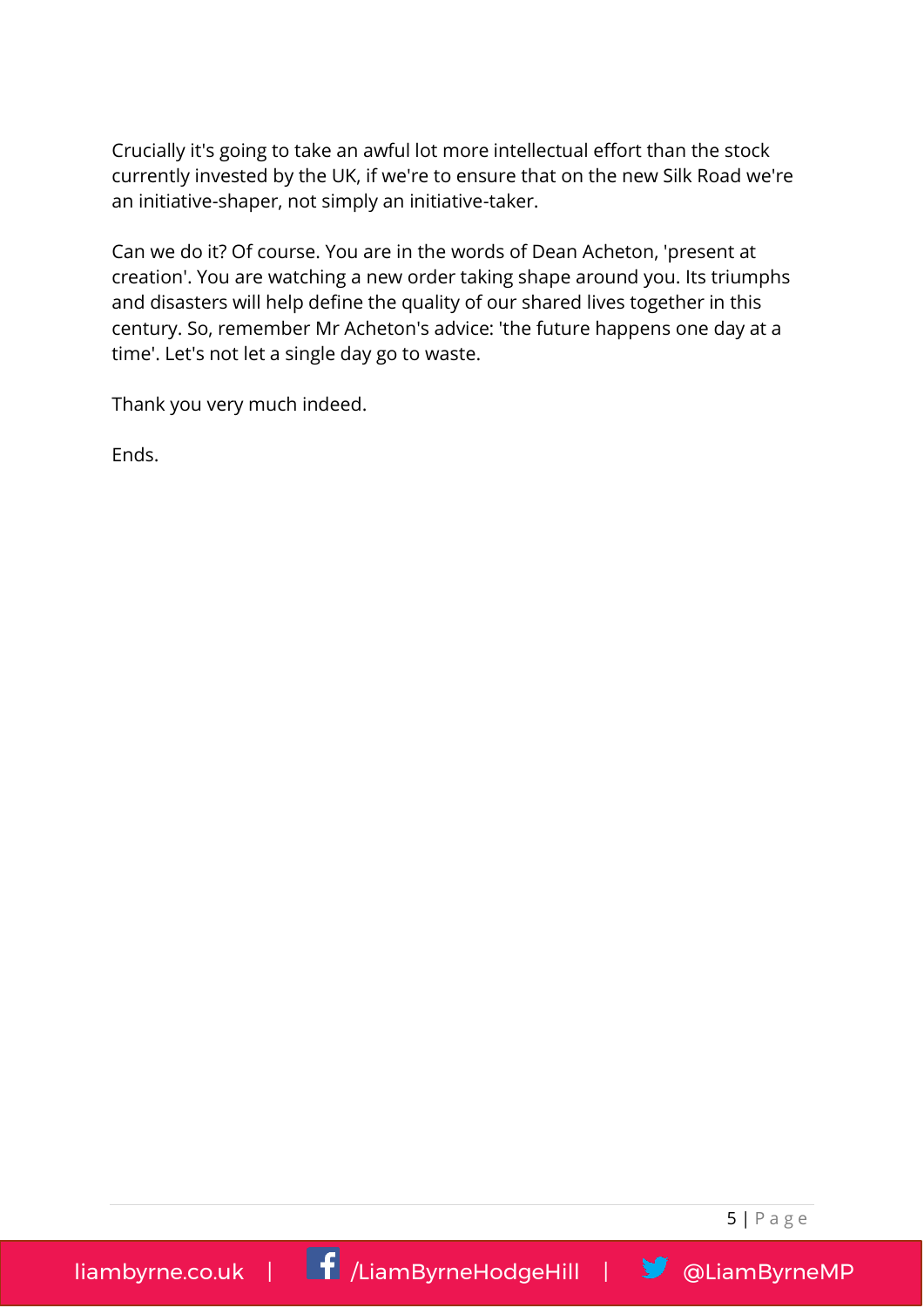Crucially it's going to take an awful lot more intellectual effort than the stock currently invested by the UK, if we're to ensure that on the new Silk Road we're an initiative-shaper, not simply an initiative-taker.

Can we do it? Of course. You are in the words of Dean Acheton, 'present at creation'. You are watching a new order taking shape around you. Its triumphs and disasters will help define the quality of our shared lives together in this century. So, remember Mr Acheton's advice: 'the future happens one day at a time'. Let's not let a single day go to waste.

Thank you very much indeed.

Ends.